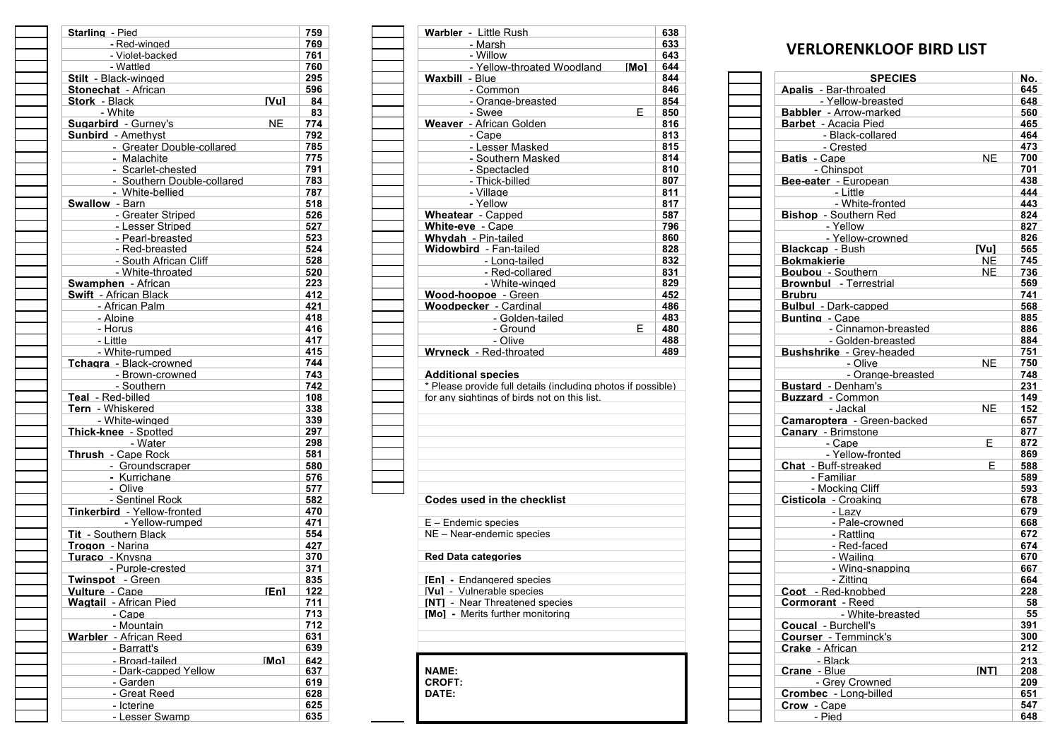# VERLORENKLOOF BIRD LIST

| SPECIES | | No. |
|---|---|---|
| **Apalis** - Bar-throated | | 645 |
| - Yellow-breasted | | 648 |
| **Babbler** - Arrow-marked | | 560 |
| **Barbet** - Acacia Pied | | 465 |
| - Black-collared | | 464 |
| - Crested | | 473 |
| **Batis** - Cape | NE | 700 |
| - Chinspot | | 701 |
| **Bee-eater** - European | | 438 |
| - Little | | 444 |
| - White-fronted | | 443 |
| **Bishop** - Southern Red | | 824 |
| - Yellow | | 827 |
| - Yellow-crowned | | 826 |
| **Blackcap** - Bush | [Vu] | 565 |
| **Bokmakierie** | NE | 745 |
| **Boubou** - Southern | NE | 736 |
| **Brownbul** - Terrestrial | | 569 |
| **Brubru** | | 741 |
| **Bulbul** - Dark-capped | | 568 |
| **Bunting** - Cape | | 885 |
| - Cinnamon-breasted | | 886 |
| - Golden-breasted | | 884 |
| **Bushshrike** - Grey-headed | | 751 |
| - Olive | NE | 750 |
| - Orange-breasted | | 748 |
| **Bustard** - Denham's | | 231 |
| **Buzzard** - Common | | 149 |
| - Jackal | NE | 152 |
| **Camaroptera** - Green-backed | | 657 |
| **Canary** - Brimstone | | 877 |
| - Cape | E | 872 |
| - Yellow-fronted | | 869 |
| **Chat** - Buff-streaked | E | 588 |
| - Familiar | | 589 |
| - Mocking Cliff | | 593 |
| **Cisticola** - Croaking | | 678 |
| - Lazy | | 679 |
| - Pale-crowned | | 668 |
| - Rattling | | 672 |
| - Red-faced | | 674 |
| - Wailing | | 670 |
| - Wing-snapping | | 667 |
| - Zitting | | 664 |
| **Coot** - Red-knobbed | | 228 |
| **Cormorant** - Reed | | 58 |
| - White-breasted | | 55 |
| **Coucal** - Burchell's | | 391 |
| **Courser** - Temminck's | | 300 |
| **Crake** - African | | 212 |
| - Black | | 213 |
| **Crane** - Blue | [NT] | 208 |
| - Grey Crowned | | 209 |
| **Crombec** - Long-billed | | 651 |
| **Crow** - Cape | | 547 |
| - Pied | | 648 |

| Species | | No. |
|---|---|---|
| **Starling** - Pied | | 759 |
| - Red-winged | | 769 |
| - Violet-backed | | 761 |
| - Wattled | | 760 |
| **Stilt** - Black-winged | | 295 |
| **Stonechat** - African | | 596 |
| **Stork** - Black | [Vu] | 84 |
| - White | | 83 |
| **Sugarbird** - Gurney's | NE | 774 |
| **Sunbird** - Amethyst | | 792 |
| - Greater Double-collared | | 785 |
| - Malachite | | 775 |
| - Scarlet-chested | | 791 |
| - Southern Double-collared | | 783 |
| - White-bellied | | 787 |
| **Swallow** - Barn | | 518 |
| - Greater Striped | | 526 |
| - Lesser Striped | | 527 |
| - Pearl-breasted | | 523 |
| - Red-breasted | | 524 |
| - South African Cliff | | 528 |
| - White-throated | | 520 |
| **Swamphen** - African | | 223 |
| **Swift** - African Black | | 412 |
| - African Palm | | 421 |
| - Alpine | | 418 |
| - Horus | | 416 |
| - Little | | 417 |
| - White-rumped | | 415 |
| **Tchagra** - Black-crowned | | 744 |
| - Brown-crowned | | 743 |
| - Southern | | 742 |
| **Teal** - Red-billed | | 108 |
| **Tern** - Whiskered | | 338 |
| - White-winged | | 339 |
| **Thick-knee** - Spotted | | 297 |
| - Water | | 298 |
| **Thrush** - Cape Rock | | 581 |
| - Groundscraper | | 580 |
| - Kurrichane | | 576 |
| - Olive | | 577 |
| - Sentinel Rock | | 582 |
| **Tinkerbird** - Yellow-fronted | | 470 |
| - Yellow-rumped | | 471 |
| **Tit** - Southern Black | | 554 |
| **Trogon** - Narina | | 427 |
| **Turaco** - Knysna | | 370 |
| - Purple-crested | | 371 |
| **Twinspot** - Green | | 835 |
| **Vulture** - Cape | [En] | 122 |
| **Wagtail** - African Pied | | 711 |
| - Cape | | 713 |
| - Mountain | | 712 |
| **Warbler** - African Reed | | 631 |
| - Barratt's | | 639 |
| - Broad-tailed | [Mo] | 642 |
| - Dark-capped Yellow | | 637 |
| - Garden | | 619 |
| - Great Reed | | 628 |
| - Icterine | | 625 |
| - Lesser Swamp | | 635 |
| **Warbler** - Little Rush | | 638 |
| - Marsh | | 633 |
| - Willow | | 643 |
| - Yellow-throated Woodland | [Mo] | 644 |
| **Waxbill** - Blue | | 844 |
| - Common | | 846 |
| - Orange-breasted | | 854 |
| - Swee | E | 850 |
| **Weaver** - African Golden | | 816 |
| - Cape | | 813 |
| - Lesser Masked | | 815 |
| - Southern Masked | | 814 |
| - Spectacled | | 810 |
| - Thick-billed | | 807 |
| - Village | | 811 |
| - Yellow | | 817 |
| **Wheatear** - Capped | | 587 |
| **White-eye** - Cape | | 796 |
| **Whydah** - Pin-tailed | | 860 |
| **Widowbird** - Fan-tailed | | 828 |
| - Long-tailed | | 832 |
| - Red-collared | | 831 |
| - White-winged | | 829 |
| **Wood-hoopoe** - Green | | 452 |
| **Woodpecker** - Cardinal | | 486 |
| - Golden-tailed | | 483 |
| - Ground | E | 480 |
| - Olive | | 488 |
| **Wryneck** - Red-throated | | 489 |

**Additional species**

* Please provide full details (including photos if possible) for any sightings of birds not on this list.

**Codes used in the checklist**

E – Endemic species
NE – Near-endemic species

**Red Data categories**

**[En]** - Endangered species
[Vu] - Vulnerable species
**[NT]** - Near Threatened species
**[Mo]** - Merits further monitoring

**NAME:**
**CROFT:**
**DATE:**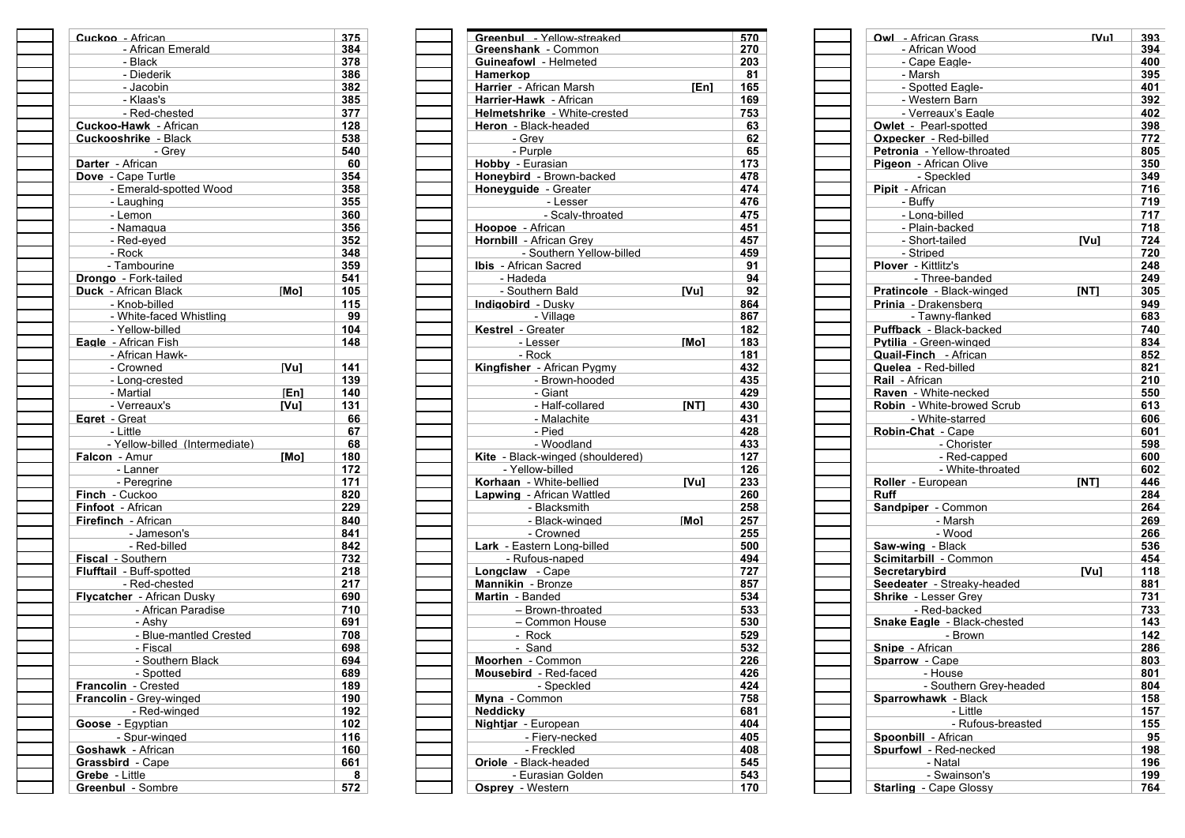| | | | |
|---|---|---|---|
| | **Cuckoo** - African | | 375 |
| | - African Emerald | | 384 |
| | - Black | | 378 |
| | - Diederik | | 386 |
| | - Jacobin | | 382 |
| | - Klaas's | | 385 |
| | - Red-chested | | 377 |
| | **Cuckoo-Hawk** - African | | 128 |
| | **Cuckooshrike** - Black | | 538 |
| | - Grey | | 540 |
| | **Darter** - African | | 60 |
| | **Dove** - Cape Turtle | | 354 |
| | - Emerald-spotted Wood | | 358 |
| | - Laughing | | 355 |
| | - Lemon | | 360 |
| | - Namaqua | | 356 |
| | - Red-eyed | | 352 |
| | - Rock | | 348 |
| | - Tambourine | | 359 |
| | **Drongo** - Fork-tailed | | 541 |
| | **Duck** - African Black | [Mo] | 105 |
| | - Knob-billed | | 115 |
| | - White-faced Whistling | | 99 |
| | - Yellow-billed | | 104 |
| | **Eagle** - African Fish | | 148 |
| | - African Hawk- | | |
| | - Crowned | [Vu] | 141 |
| | - Long-crested | | 139 |
| | - Martial | [En] | 140 |
| | - Verreaux's | [Vu] | 131 |
| | **Egret** - Great | | 66 |
| | - Little | | 67 |
| | - Yellow-billed (Intermediate) | | 68 |
| | **Falcon** - Amur | [Mo] | 180 |
| | - Lanner | | 172 |
| | - Peregrine | | 171 |
| | **Finch** - Cuckoo | | 820 |
| | **Finfoot** - African | | 229 |
| | **Firefinch** - African | | 840 |
| | - Jameson's | | 841 |
| | - Red-billed | | 842 |
| | **Fiscal** - Southern | | 732 |
| | **Flufftail** - Buff-spotted | | 218 |
| | - Red-chested | | 217 |
| | **Flycatcher** - African Dusky | | 690 |
| | - African Paradise | | 710 |
| | - Ashy | | 691 |
| | - Blue-mantled Crested | | 708 |
| | - Fiscal | | 698 |
| | - Southern Black | | 694 |
| | - Spotted | | 689 |
| | **Francolin** - Crested | | 189 |
| | **Francolin** - Grey-winged | | 190 |
| | - Red-winged | | 192 |
| | **Goose** - Egyptian | | 102 |
| | - Spur-winged | | 116 |
| | **Goshawk** - African | | 160 |
| | **Grassbird** - Cape | | 661 |
| | **Grebe** - Little | | 8 |
| | **Greenbul** - Sombre | | 572 |
| | **Greenbul** - Yellow-streaked | | 570 |
| | **Greenshank** - Common | | 270 |
| | **Guineafowl** - Helmeted | | 203 |
| | **Hamerkop** | | 81 |
| | **Harrier** - African Marsh | [En] | 165 |
| | **Harrier-Hawk** - African | | 169 |
| | **Helmetshrike** - White-crested | | 753 |
| | **Heron** - Black-headed | | 63 |
| | - Grey | | 62 |
| | - Purple | | 65 |
| | **Hobby** - Eurasian | | 173 |
| | **Honeybird** - Brown-backed | | 478 |
| | **Honeyguide** - Greater | | 474 |
| | - Lesser | | 476 |
| | - Scaly-throated | | 475 |
| | **Hoopoe** - African | | 451 |
| | **Hornbill** - African Grey | | 457 |
| | - Southern Yellow-billed | | 459 |
| | **Ibis** - African Sacred | | 91 |
| | - Hadeda | | 94 |
| | - Southern Bald | [Vu] | 92 |
| | **Indigobird** - Dusky | | 864 |
| | - Village | | 867 |
| | **Kestrel** - Greater | | 182 |
| | - Lesser | [Mo] | 183 |
| | - Rock | | 181 |
| | **Kingfisher** - African Pygmy | | 432 |
| | - Brown-hooded | | 435 |
| | - Giant | | 429 |
| | - Half-collared | [NT] | 430 |
| | - Malachite | | 431 |
| | - Pied | | 428 |
| | - Woodland | | 433 |
| | **Kite** - Black-winged (shouldered) | | 127 |
| | - Yellow-billed | | 126 |
| | **Korhaan** - White-bellied | [Vu] | 233 |
| | **Lapwing** - African Wattled | | 260 |
| | - Blacksmith | | 258 |
| | - Black-winged | [Mo] | 257 |
| | - Crowned | | 255 |
| | **Lark** - Eastern Long-billed | | 500 |
| | - Rufous-naped | | 494 |
| | **Longclaw** - Cape | | 727 |
| | **Mannikin** - Bronze | | 857 |
| | **Martin** - Banded | | 534 |
| | – Brown-throated | | 533 |
| | – Common House | | 530 |
| | - Rock | | 529 |
| | - Sand | | 532 |
| | **Moorhen** - Common | | 226 |
| | **Mousebird** - Red-faced | | 426 |
| | - Speckled | | 424 |
| | **Myna** - Common | | 758 |
| | **Neddicky** | | 681 |
| | **Nightjar** - European | | 404 |
| | - Fiery-necked | | 405 |
| | - Freckled | | 408 |
| | **Oriole** - Black-headed | | 545 |
| | - Eurasian Golden | | 543 |
| | **Osprey** - Western | | 170 |
| | **Owl** - African Grass | [Vu] | 393 |
| | - African Wood | | 394 |
| | - Cape Eagle- | | 400 |
| | - Marsh | | 395 |
| | - Spotted Eagle- | | 401 |
| | - Western Barn | | 392 |
| | - Verreaux's Eagle | | 402 |
| | **Owlet** - Pearl-spotted | | 398 |
| | **Oxpecker** - Red-billed | | 772 |
| | **Petronia** - Yellow-throated | | 805 |
| | **Pigeon** - African Olive | | 350 |
| | - Speckled | | 349 |
| | **Pipit** - African | | 716 |
| | - Buffy | | 719 |
| | - Long-billed | | 717 |
| | - Plain-backed | | 718 |
| | - Short-tailed | [Vu] | 724 |
| | - Striped | | 720 |
| | **Plover** - Kittlitz's | | 248 |
| | - Three-banded | | 249 |
| | **Pratincole** - Black-winged | [NT] | 305 |
| | **Prinia** - Drakensberg | | 949 |
| | - Tawny-flanked | | 683 |
| | **Puffback** - Black-backed | | 740 |
| | **Pytilia** - Green-winged | | 834 |
| | **Quail-Finch** - African | | 852 |
| | **Quelea** - Red-billed | | 821 |
| | **Rail** - African | | 210 |
| | **Raven** - White-necked | | 550 |
| | **Robin** - White-browed Scrub | | 613 |
| | - White-starred | | 606 |
| | **Robin-Chat** - Cape | | 601 |
| | - Chorister | | 598 |
| | - Red-capped | | 600 |
| | - White-throated | | 602 |
| | **Roller** - European | [NT] | 446 |
| | **Ruff** | | 284 |
| | **Sandpiper** - Common | | 264 |
| | - Marsh | | 269 |
| | - Wood | | 266 |
| | **Saw-wing** - Black | | 536 |
| | **Scimitarbill** - Common | | 454 |
| | **Secretarybird** | [Vu] | 118 |
| | **Seedeater** - Streaky-headed | | 881 |
| | **Shrike** - Lesser Grey | | 731 |
| | - Red-backed | | 733 |
| | **Snake Eagle** - Black-chested | | 143 |
| | - Brown | | 142 |
| | **Snipe** - African | | 286 |
| | **Sparrow** - Cape | | 803 |
| | - House | | 801 |
| | - Southern Grey-headed | | 804 |
| | **Sparrowhawk** - Black | | 158 |
| | - Little | | 157 |
| | - Rufous-breasted | | 155 |
| | **Spoonbill** - African | | 95 |
| | **Spurfowl** - Red-necked | | 198 |
| | - Natal | | 196 |
| | - Swainson's | | 199 |
| | **Starling** - Cape Glossy | | 764 |